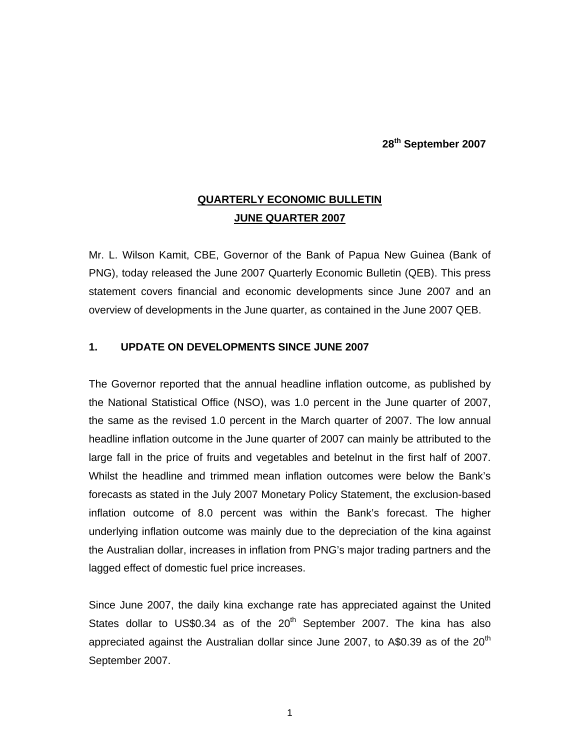**28th September 2007**

# QUARTERLY ECONOMIC BULLETIN
# JUNE QUARTER 2007

Mr. L. Wilson Kamit, CBE, Governor of the Bank of Papua New Guinea (Bank of PNG), today released the June 2007 Quarterly Economic Bulletin (QEB). This press statement covers financial and economic developments since June 2007 and an overview of developments in the June quarter, as contained in the June 2007 QEB.

## 1. UPDATE ON DEVELOPMENTS SINCE JUNE 2007

The Governor reported that the annual headline inflation outcome, as published by the National Statistical Office (NSO), was 1.0 percent in the June quarter of 2007, the same as the revised 1.0 percent in the March quarter of 2007. The low annual headline inflation outcome in the June quarter of 2007 can mainly be attributed to the large fall in the price of fruits and vegetables and betelnut in the first half of 2007. Whilst the headline and trimmed mean inflation outcomes were below the Bank's forecasts as stated in the July 2007 Monetary Policy Statement, the exclusion-based inflation outcome of 8.0 percent was within the Bank's forecast. The higher underlying inflation outcome was mainly due to the depreciation of the kina against the Australian dollar, increases in inflation from PNG's major trading partners and the lagged effect of domestic fuel price increases.

Since June 2007, the daily kina exchange rate has appreciated against the United States dollar to US$0.34 as of the 20th September 2007. The kina has also appreciated against the Australian dollar since June 2007, to A$0.39 as of the 20th September 2007.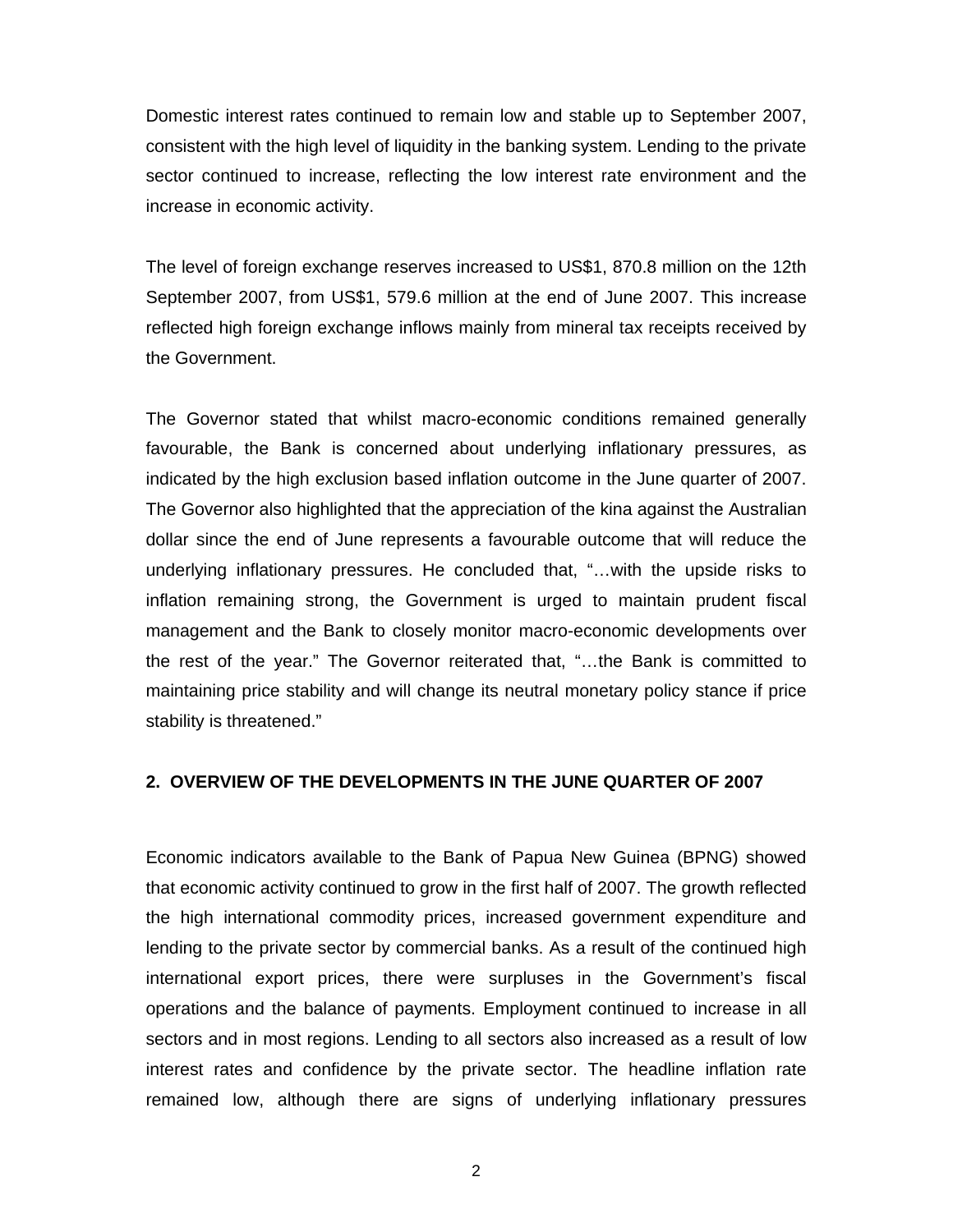Domestic interest rates continued to remain low and stable up to September 2007, consistent with the high level of liquidity in the banking system. Lending to the private sector continued to increase, reflecting the low interest rate environment and the increase in economic activity.

The level of foreign exchange reserves increased to US$1, 870.8 million on the 12th September 2007, from US$1, 579.6 million at the end of June 2007. This increase reflected high foreign exchange inflows mainly from mineral tax receipts received by the Government.

The Governor stated that whilst macro-economic conditions remained generally favourable, the Bank is concerned about underlying inflationary pressures, as indicated by the high exclusion based inflation outcome in the June quarter of 2007. The Governor also highlighted that the appreciation of the kina against the Australian dollar since the end of June represents a favourable outcome that will reduce the underlying inflationary pressures. He concluded that, "…with the upside risks to inflation remaining strong, the Government is urged to maintain prudent fiscal management and the Bank to closely monitor macro-economic developments over the rest of the year." The Governor reiterated that, "…the Bank is committed to maintaining price stability and will change its neutral monetary policy stance if price stability is threatened."

## 2. OVERVIEW OF THE DEVELOPMENTS IN THE JUNE QUARTER OF 2007

Economic indicators available to the Bank of Papua New Guinea (BPNG) showed that economic activity continued to grow in the first half of 2007. The growth reflected the high international commodity prices, increased government expenditure and lending to the private sector by commercial banks. As a result of the continued high international export prices, there were surpluses in the Government's fiscal operations and the balance of payments. Employment continued to increase in all sectors and in most regions. Lending to all sectors also increased as a result of low interest rates and confidence by the private sector. The headline inflation rate remained low, although there are signs of underlying inflationary pressures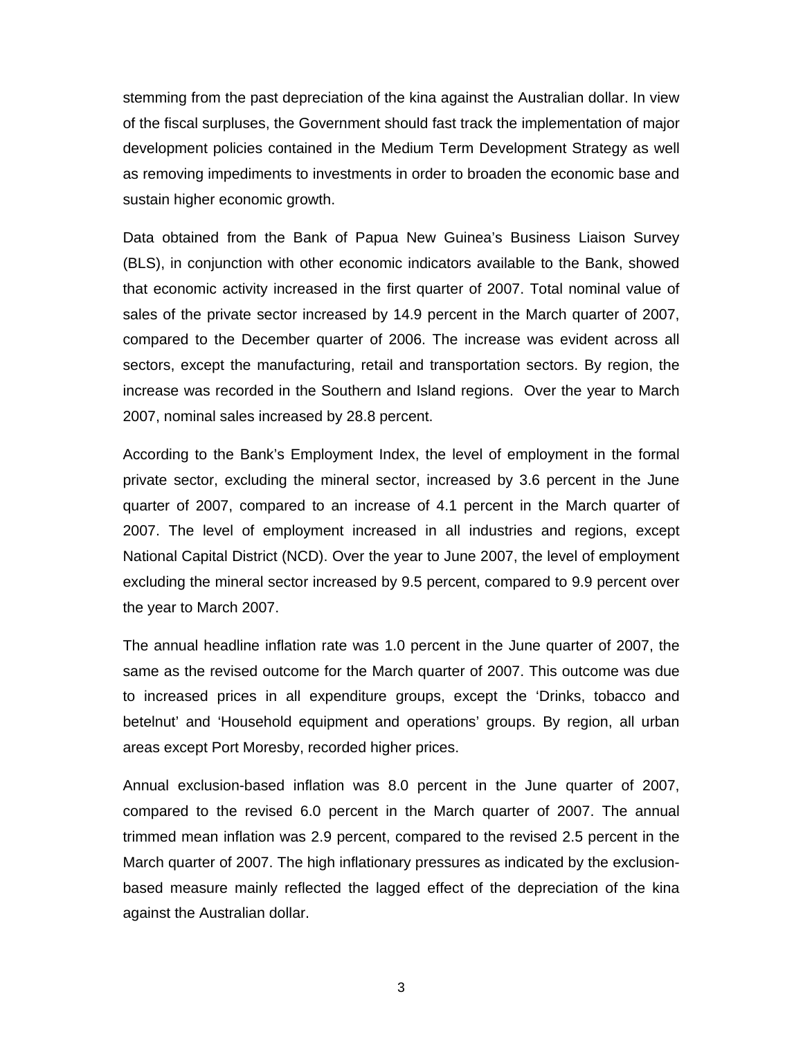stemming from the past depreciation of the kina against the Australian dollar. In view of the fiscal surpluses, the Government should fast track the implementation of major development policies contained in the Medium Term Development Strategy as well as removing impediments to investments in order to broaden the economic base and sustain higher economic growth.

Data obtained from the Bank of Papua New Guinea's Business Liaison Survey (BLS), in conjunction with other economic indicators available to the Bank, showed that economic activity increased in the first quarter of 2007. Total nominal value of sales of the private sector increased by 14.9 percent in the March quarter of 2007, compared to the December quarter of 2006. The increase was evident across all sectors, except the manufacturing, retail and transportation sectors. By region, the increase was recorded in the Southern and Island regions. Over the year to March 2007, nominal sales increased by 28.8 percent.

According to the Bank's Employment Index, the level of employment in the formal private sector, excluding the mineral sector, increased by 3.6 percent in the June quarter of 2007, compared to an increase of 4.1 percent in the March quarter of 2007. The level of employment increased in all industries and regions, except National Capital District (NCD). Over the year to June 2007, the level of employment excluding the mineral sector increased by 9.5 percent, compared to 9.9 percent over the year to March 2007.

The annual headline inflation rate was 1.0 percent in the June quarter of 2007, the same as the revised outcome for the March quarter of 2007. This outcome was due to increased prices in all expenditure groups, except the 'Drinks, tobacco and betelnut' and 'Household equipment and operations' groups. By region, all urban areas except Port Moresby, recorded higher prices.

Annual exclusion-based inflation was 8.0 percent in the June quarter of 2007, compared to the revised 6.0 percent in the March quarter of 2007. The annual trimmed mean inflation was 2.9 percent, compared to the revised 2.5 percent in the March quarter of 2007. The high inflationary pressures as indicated by the exclusion-based measure mainly reflected the lagged effect of the depreciation of the kina against the Australian dollar.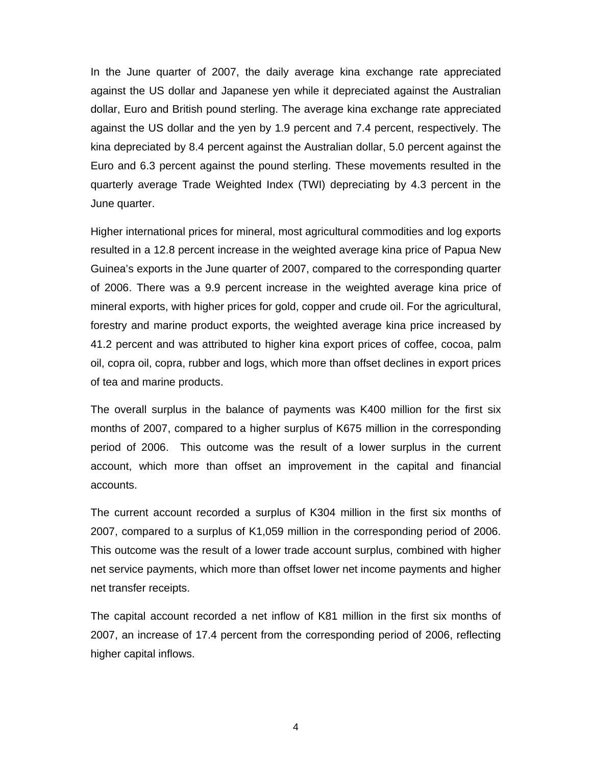In the June quarter of 2007, the daily average kina exchange rate appreciated against the US dollar and Japanese yen while it depreciated against the Australian dollar, Euro and British pound sterling. The average kina exchange rate appreciated against the US dollar and the yen by 1.9 percent and 7.4 percent, respectively. The kina depreciated by 8.4 percent against the Australian dollar, 5.0 percent against the Euro and 6.3 percent against the pound sterling. These movements resulted in the quarterly average Trade Weighted Index (TWI) depreciating by 4.3 percent in the June quarter.

Higher international prices for mineral, most agricultural commodities and log exports resulted in a 12.8 percent increase in the weighted average kina price of Papua New Guinea's exports in the June quarter of 2007, compared to the corresponding quarter of 2006. There was a 9.9 percent increase in the weighted average kina price of mineral exports, with higher prices for gold, copper and crude oil. For the agricultural, forestry and marine product exports, the weighted average kina price increased by 41.2 percent and was attributed to higher kina export prices of coffee, cocoa, palm oil, copra oil, copra, rubber and logs, which more than offset declines in export prices of tea and marine products.

The overall surplus in the balance of payments was K400 million for the first six months of 2007, compared to a higher surplus of K675 million in the corresponding period of 2006. This outcome was the result of a lower surplus in the current account, which more than offset an improvement in the capital and financial accounts.

The current account recorded a surplus of K304 million in the first six months of 2007, compared to a surplus of K1,059 million in the corresponding period of 2006. This outcome was the result of a lower trade account surplus, combined with higher net service payments, which more than offset lower net income payments and higher net transfer receipts.

The capital account recorded a net inflow of K81 million in the first six months of 2007, an increase of 17.4 percent from the corresponding period of 2006, reflecting higher capital inflows.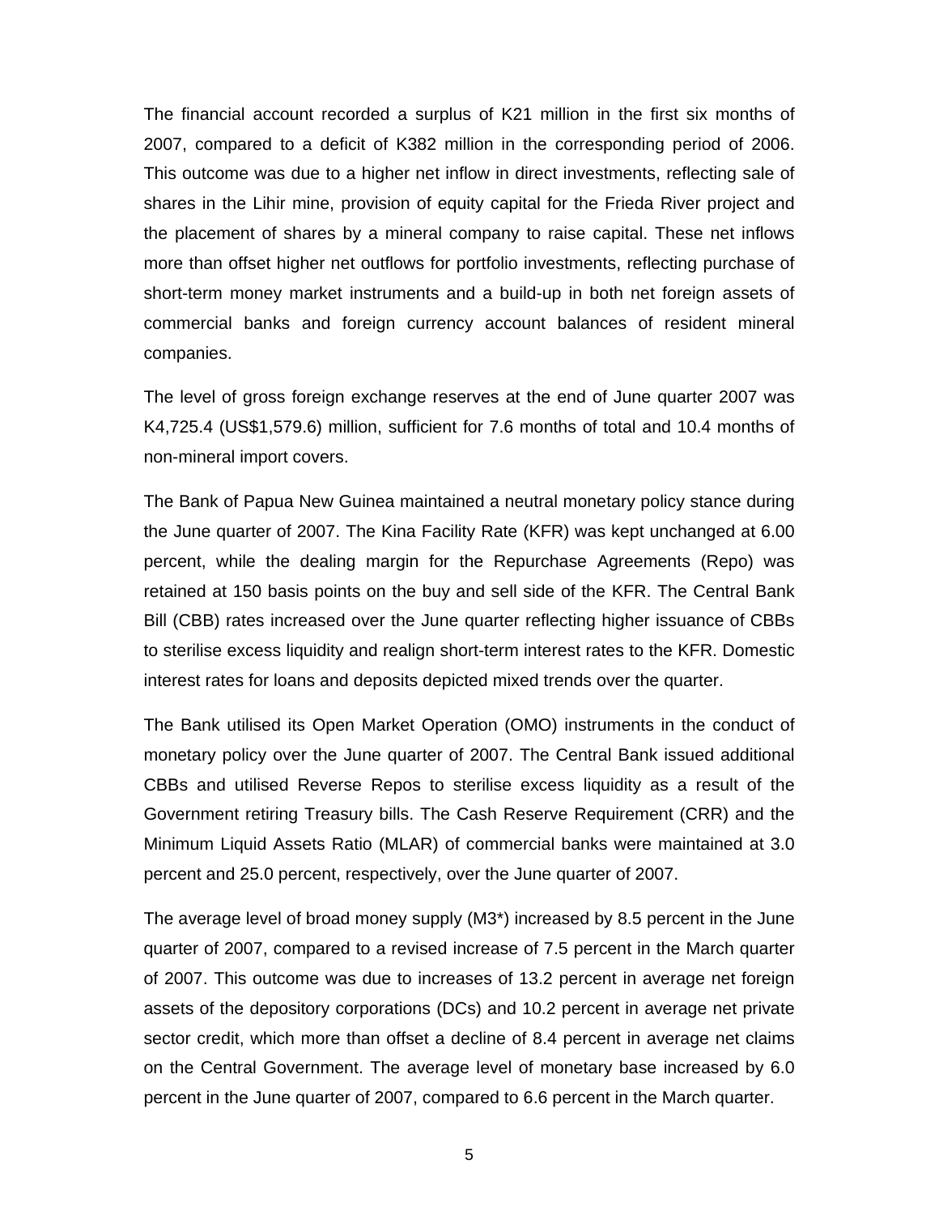The financial account recorded a surplus of K21 million in the first six months of 2007, compared to a deficit of K382 million in the corresponding period of 2006. This outcome was due to a higher net inflow in direct investments, reflecting sale of shares in the Lihir mine, provision of equity capital for the Frieda River project and the placement of shares by a mineral company to raise capital. These net inflows more than offset higher net outflows for portfolio investments, reflecting purchase of short-term money market instruments and a build-up in both net foreign assets of commercial banks and foreign currency account balances of resident mineral companies.

The level of gross foreign exchange reserves at the end of June quarter 2007 was K4,725.4 (US$1,579.6) million, sufficient for 7.6 months of total and 10.4 months of non-mineral import covers.

The Bank of Papua New Guinea maintained a neutral monetary policy stance during the June quarter of 2007. The Kina Facility Rate (KFR) was kept unchanged at 6.00 percent, while the dealing margin for the Repurchase Agreements (Repo) was retained at 150 basis points on the buy and sell side of the KFR. The Central Bank Bill (CBB) rates increased over the June quarter reflecting higher issuance of CBBs to sterilise excess liquidity and realign short-term interest rates to the KFR. Domestic interest rates for loans and deposits depicted mixed trends over the quarter.

The Bank utilised its Open Market Operation (OMO) instruments in the conduct of monetary policy over the June quarter of 2007. The Central Bank issued additional CBBs and utilised Reverse Repos to sterilise excess liquidity as a result of the Government retiring Treasury bills. The Cash Reserve Requirement (CRR) and the Minimum Liquid Assets Ratio (MLAR) of commercial banks were maintained at 3.0 percent and 25.0 percent, respectively, over the June quarter of 2007.

The average level of broad money supply (M3*) increased by 8.5 percent in the June quarter of 2007, compared to a revised increase of 7.5 percent in the March quarter of 2007. This outcome was due to increases of 13.2 percent in average net foreign assets of the depository corporations (DCs) and 10.2 percent in average net private sector credit, which more than offset a decline of 8.4 percent in average net claims on the Central Government. The average level of monetary base increased by 6.0 percent in the June quarter of 2007, compared to 6.6 percent in the March quarter.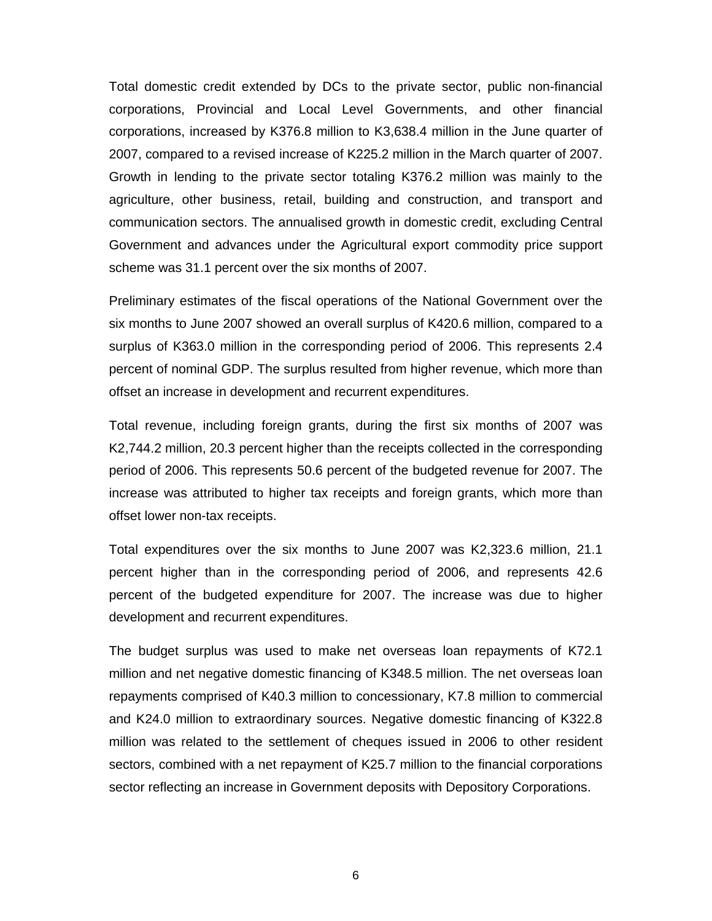Total domestic credit extended by DCs to the private sector, public non-financial corporations, Provincial and Local Level Governments, and other financial corporations, increased by K376.8 million to K3,638.4 million in the June quarter of 2007, compared to a revised increase of K225.2 million in the March quarter of 2007. Growth in lending to the private sector totaling K376.2 million was mainly to the agriculture, other business, retail, building and construction, and transport and communication sectors. The annualised growth in domestic credit, excluding Central Government and advances under the Agricultural export commodity price support scheme was 31.1 percent over the six months of 2007.

Preliminary estimates of the fiscal operations of the National Government over the six months to June 2007 showed an overall surplus of K420.6 million, compared to a surplus of K363.0 million in the corresponding period of 2006. This represents 2.4 percent of nominal GDP. The surplus resulted from higher revenue, which more than offset an increase in development and recurrent expenditures.

Total revenue, including foreign grants, during the first six months of 2007 was K2,744.2 million, 20.3 percent higher than the receipts collected in the corresponding period of 2006. This represents 50.6 percent of the budgeted revenue for 2007. The increase was attributed to higher tax receipts and foreign grants, which more than offset lower non-tax receipts.

Total expenditures over the six months to June 2007 was K2,323.6 million, 21.1 percent higher than in the corresponding period of 2006, and represents 42.6 percent of the budgeted expenditure for 2007. The increase was due to higher development and recurrent expenditures.

The budget surplus was used to make net overseas loan repayments of K72.1 million and net negative domestic financing of K348.5 million. The net overseas loan repayments comprised of K40.3 million to concessionary, K7.8 million to commercial and K24.0 million to extraordinary sources. Negative domestic financing of K322.8 million was related to the settlement of cheques issued in 2006 to other resident sectors, combined with a net repayment of K25.7 million to the financial corporations sector reflecting an increase in Government deposits with Depository Corporations.